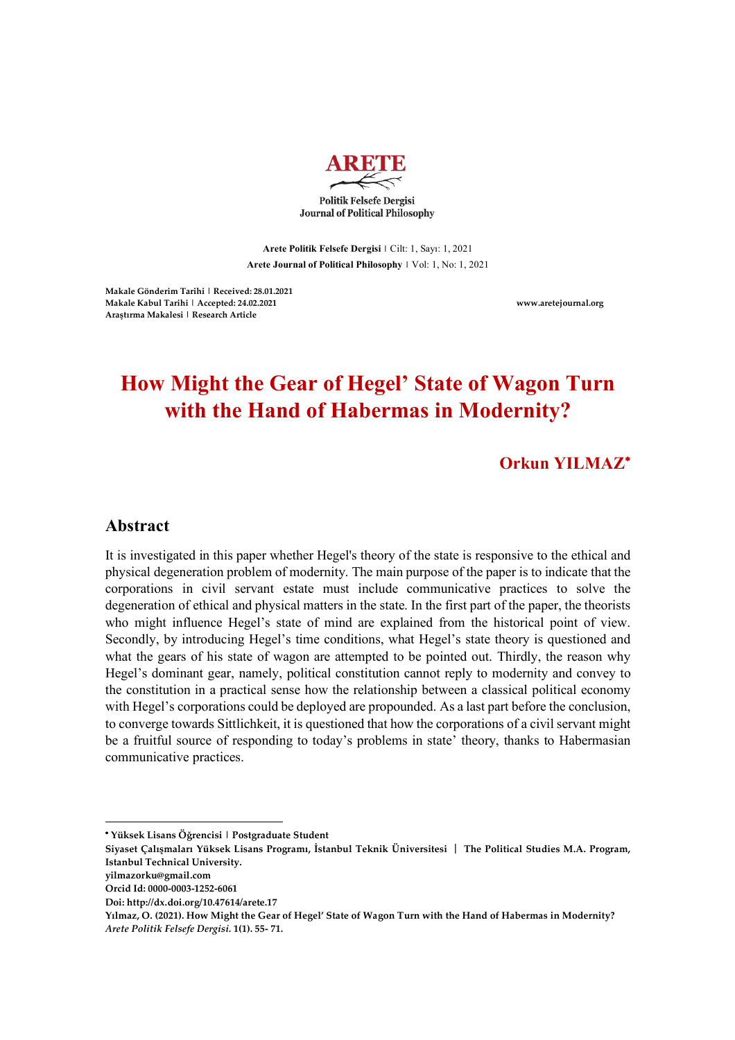**ARETE**

Politik Felsefe Dergisi
Journal of Political Philosophy

**Arete Politik Felsefe Dergisi** | Cilt: 1, Sayı: 1, 2021
**Arete Journal of Political Philosophy** | Vol: 1, No: 1, 2021

**Makale Gönderim Tarihi | Received: 28.01.2021**
**Makale Kabul Tarihi | Accepted: 24.02.2021**
**Araştırma Makalesi | Research Article**

**www.aretejournal.org**

# How Might the Gear of Hegel' State of Wagon Turn with the Hand of Habermas in Modernity?

**Orkun YILMAZ**[*]

## Abstract

It is investigated in this paper whether Hegel's theory of the state is responsive to the ethical and physical degeneration problem of modernity. The main purpose of the paper is to indicate that the corporations in civil servant estate must include communicative practices to solve the degeneration of ethical and physical matters in the state. In the first part of the paper, the theorists who might influence Hegel's state of mind are explained from the historical point of view. Secondly, by introducing Hegel's time conditions, what Hegel's state theory is questioned and what the gears of his state of wagon are attempted to be pointed out. Thirdly, the reason why Hegel's dominant gear, namely, political constitution cannot reply to modernity and convey to the constitution in a practical sense how the relationship between a classical political economy with Hegel's corporations could be deployed are propounded. As a last part before the conclusion, to converge towards Sittlichkeit, it is questioned that how the corporations of a civil servant might be a fruitful source of responding to today's problems in state' theory, thanks to Habermasian communicative practices.

---

[*] **Yüksek Lisans Öğrencisi | Postgraduate Student**
**Siyaset Çalışmaları Yüksek Lisans Programı, İstanbul Teknik Üniversitesi | The Political Studies M.A. Program, Istanbul Technical University.**
**yilmazorku@gmail.com**
**Orcid Id: 0000-0003-1252-6061**
**Doi: http://dx.doi.org/10.47614/arete.17**
**Yılmaz, O. (2021). How Might the Gear of Hegel' State of Wagon Turn with the Hand of Habermas in Modernity?** ***Arete Politik Felsefe Dergisi.*** **1(1). 55- 71.**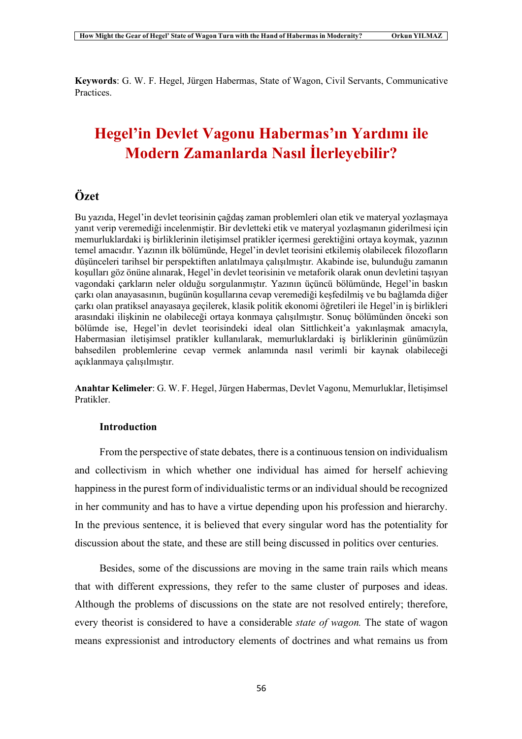**Keywords**: G. W. F. Hegel, Jürgen Habermas, State of Wagon, Civil Servants, Communicative Practices.

# Hegel'in Devlet Vagonu Habermas'ın Yardımı ile Modern Zamanlarda Nasıl İlerleyebilir?

## Özet

Bu yazıda, Hegel'in devlet teorisinin çağdaş zaman problemleri olan etik ve materyal yozlaşmaya yanıt verip veremediği incelenmiştir. Bir devletteki etik ve materyal yozlaşmanın giderilmesi için memurluklardaki iş birliklerinin iletişimsel pratikler içermesi gerektiğini ortaya koymak, yazının temel amacıdır. Yazının ilk bölümünde, Hegel'in devlet teorisini etkilemiş olabilecek filozofların düşünceleri tarihsel bir perspektiften anlatılmaya çalışılmıştır. Akabinde ise, bulunduğu zamanın koşulları göz önüne alınarak, Hegel'in devlet teorisinin ve metaforik olarak onun devletini taşıyan vagondaki çarkların neler olduğu sorgulanmıştır. Yazının üçüncü bölümünde, Hegel'in baskın çarkı olan anayasasının, bugünün koşullarına cevap veremediği keşfedilmiş ve bu bağlamda diğer çarkı olan pratiksel anayasaya geçilerek, klasik politik ekonomi öğretileri ile Hegel'in iş birlikleri arasındaki ilişkinin ne olabileceği ortaya konmaya çalışılmıştır. Sonuç bölümünden önceki son bölümde ise, Hegel'in devlet teorisindeki ideal olan Sittlichkeit'a yakınlaşmak amacıyla, Habermasian iletişimsel pratikler kullanılarak, memurluklardaki iş birliklerinin günümüzün bahsedilen problemlerine cevap vermek anlamında nasıl verimli bir kaynak olabileceği açıklanmaya çalışılmıştır.

**Anahtar Kelimeler**: G. W. F. Hegel, Jürgen Habermas, Devlet Vagonu, Memurluklar, İletişimsel Pratikler.

### Introduction

From the perspective of state debates, there is a continuous tension on individualism and collectivism in which whether one individual has aimed for herself achieving happiness in the purest form of individualistic terms or an individual should be recognized in her community and has to have a virtue depending upon his profession and hierarchy. In the previous sentence, it is believed that every singular word has the potentiality for discussion about the state, and these are still being discussed in politics over centuries.

Besides, some of the discussions are moving in the same train rails which means that with different expressions, they refer to the same cluster of purposes and ideas. Although the problems of discussions on the state are not resolved entirely; therefore, every theorist is considered to have a considerable *state of wagon.* The state of wagon means expressionist and introductory elements of doctrines and what remains us from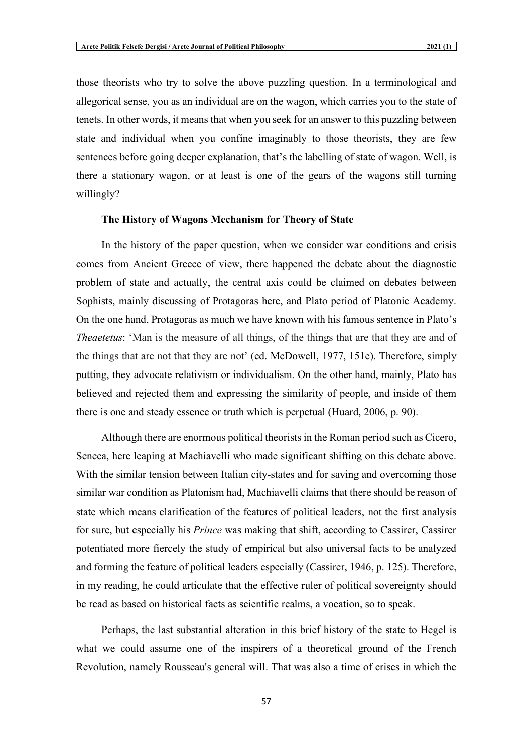those theorists who try to solve the above puzzling question. In a terminological and allegorical sense, you as an individual are on the wagon, which carries you to the state of tenets. In other words, it means that when you seek for an answer to this puzzling between state and individual when you confine imaginably to those theorists, they are few sentences before going deeper explanation, that's the labelling of state of wagon. Well, is there a stationary wagon, or at least is one of the gears of the wagons still turning willingly?

### The History of Wagons Mechanism for Theory of State

In the history of the paper question, when we consider war conditions and crisis comes from Ancient Greece of view, there happened the debate about the diagnostic problem of state and actually, the central axis could be claimed on debates between Sophists, mainly discussing of Protagoras here, and Plato period of Platonic Academy. On the one hand, Protagoras as much we have known with his famous sentence in Plato's *Theaetetus*: 'Man is the measure of all things, of the things that are that they are and of the things that are not that they are not' (ed. McDowell, 1977, 151e). Therefore, simply putting, they advocate relativism or individualism. On the other hand, mainly, Plato has believed and rejected them and expressing the similarity of people, and inside of them there is one and steady essence or truth which is perpetual (Huard, 2006, p. 90).

Although there are enormous political theorists in the Roman period such as Cicero, Seneca, here leaping at Machiavelli who made significant shifting on this debate above. With the similar tension between Italian city-states and for saving and overcoming those similar war condition as Platonism had, Machiavelli claims that there should be reason of state which means clarification of the features of political leaders, not the first analysis for sure, but especially his *Prince* was making that shift, according to Cassirer, Cassirer potentiated more fiercely the study of empirical but also universal facts to be analyzed and forming the feature of political leaders especially (Cassirer, 1946, p. 125). Therefore, in my reading, he could articulate that the effective ruler of political sovereignty should be read as based on historical facts as scientific realms, a vocation, so to speak.

Perhaps, the last substantial alteration in this brief history of the state to Hegel is what we could assume one of the inspirers of a theoretical ground of the French Revolution, namely Rousseau's general will. That was also a time of crises in which the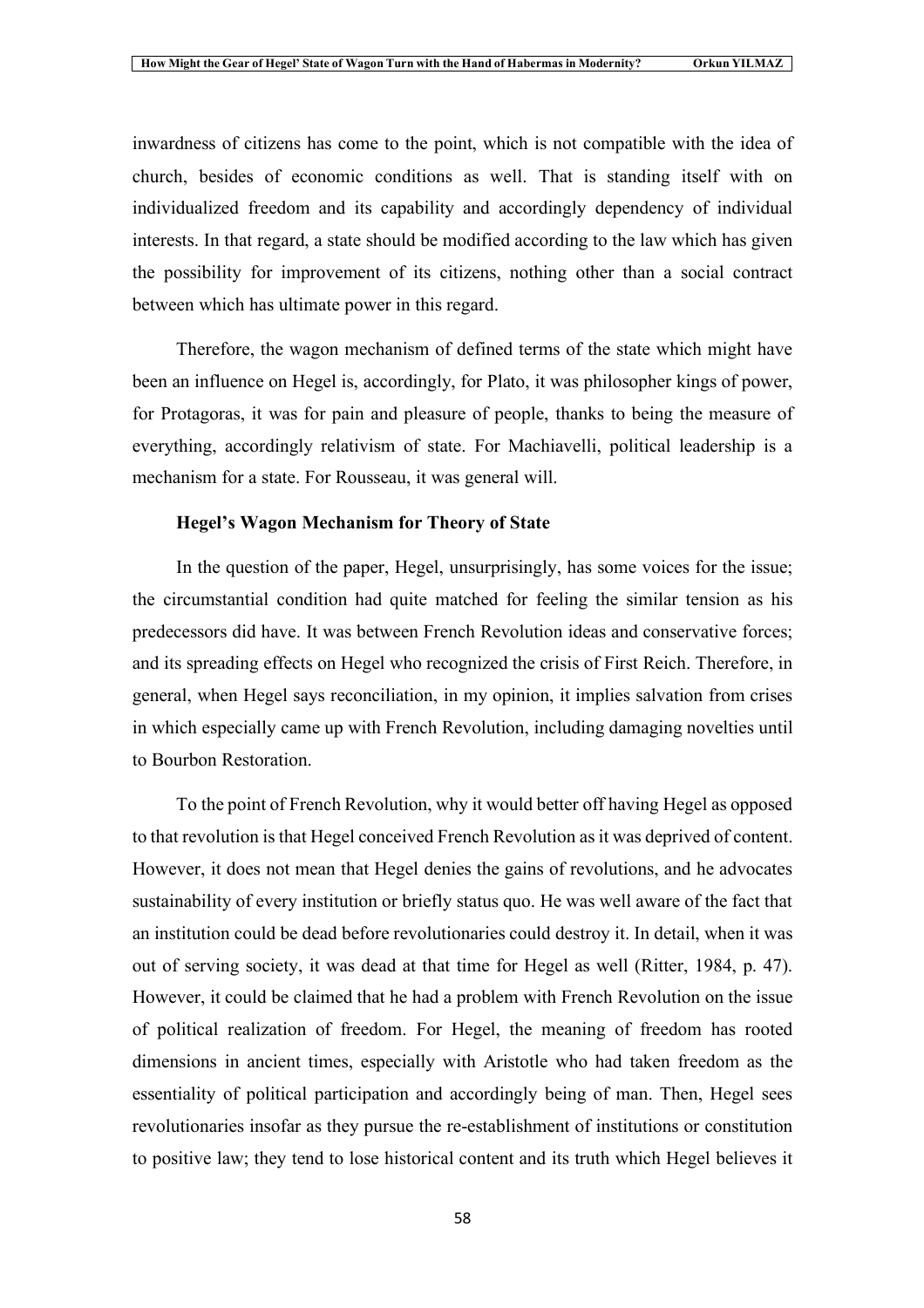inwardness of citizens has come to the point, which is not compatible with the idea of church, besides of economic conditions as well. That is standing itself with on individualized freedom and its capability and accordingly dependency of individual interests. In that regard, a state should be modified according to the law which has given the possibility for improvement of its citizens, nothing other than a social contract between which has ultimate power in this regard.

Therefore, the wagon mechanism of defined terms of the state which might have been an influence on Hegel is, accordingly, for Plato, it was philosopher kings of power, for Protagoras, it was for pain and pleasure of people, thanks to being the measure of everything, accordingly relativism of state. For Machiavelli, political leadership is a mechanism for a state. For Rousseau, it was general will.

### Hegel's Wagon Mechanism for Theory of State

In the question of the paper, Hegel, unsurprisingly, has some voices for the issue; the circumstantial condition had quite matched for feeling the similar tension as his predecessors did have. It was between French Revolution ideas and conservative forces; and its spreading effects on Hegel who recognized the crisis of First Reich. Therefore, in general, when Hegel says reconciliation, in my opinion, it implies salvation from crises in which especially came up with French Revolution, including damaging novelties until to Bourbon Restoration.

To the point of French Revolution, why it would better off having Hegel as opposed to that revolution is that Hegel conceived French Revolution as it was deprived of content. However, it does not mean that Hegel denies the gains of revolutions, and he advocates sustainability of every institution or briefly status quo. He was well aware of the fact that an institution could be dead before revolutionaries could destroy it. In detail, when it was out of serving society, it was dead at that time for Hegel as well (Ritter, 1984, p. 47). However, it could be claimed that he had a problem with French Revolution on the issue of political realization of freedom. For Hegel, the meaning of freedom has rooted dimensions in ancient times, especially with Aristotle who had taken freedom as the essentiality of political participation and accordingly being of man. Then, Hegel sees revolutionaries insofar as they pursue the re-establishment of institutions or constitution to positive law; they tend to lose historical content and its truth which Hegel believes it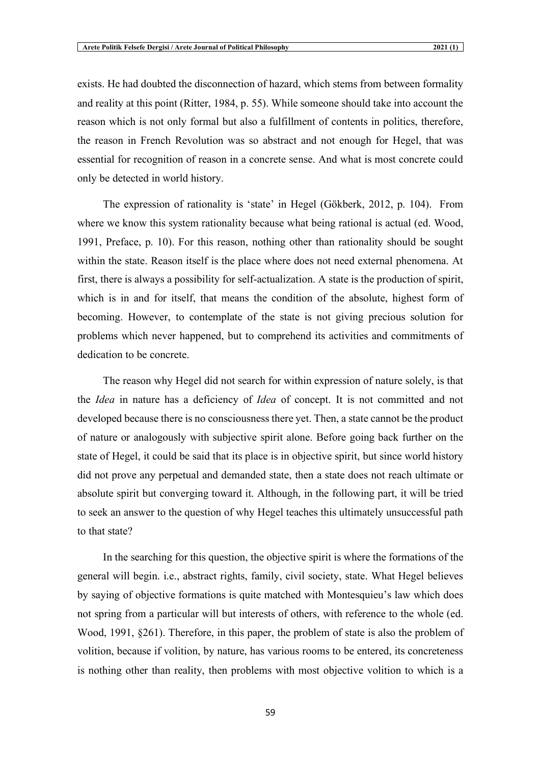exists. He had doubted the disconnection of hazard, which stems from between formality and reality at this point (Ritter, 1984, p. 55). While someone should take into account the reason which is not only formal but also a fulfillment of contents in politics, therefore, the reason in French Revolution was so abstract and not enough for Hegel, that was essential for recognition of reason in a concrete sense. And what is most concrete could only be detected in world history.

The expression of rationality is 'state' in Hegel (Gökberk, 2012, p. 104). From where we know this system rationality because what being rational is actual (ed. Wood, 1991, Preface, p. 10). For this reason, nothing other than rationality should be sought within the state. Reason itself is the place where does not need external phenomena. At first, there is always a possibility for self-actualization. A state is the production of spirit, which is in and for itself, that means the condition of the absolute, highest form of becoming. However, to contemplate of the state is not giving precious solution for problems which never happened, but to comprehend its activities and commitments of dedication to be concrete.

The reason why Hegel did not search for within expression of nature solely, is that the *Idea* in nature has a deficiency of *Idea* of concept. It is not committed and not developed because there is no consciousness there yet. Then, a state cannot be the product of nature or analogously with subjective spirit alone. Before going back further on the state of Hegel, it could be said that its place is in objective spirit, but since world history did not prove any perpetual and demanded state, then a state does not reach ultimate or absolute spirit but converging toward it. Although, in the following part, it will be tried to seek an answer to the question of why Hegel teaches this ultimately unsuccessful path to that state?

In the searching for this question, the objective spirit is where the formations of the general will begin. i.e., abstract rights, family, civil society, state. What Hegel believes by saying of objective formations is quite matched with Montesquieu's law which does not spring from a particular will but interests of others, with reference to the whole (ed. Wood, 1991, §261). Therefore, in this paper, the problem of state is also the problem of volition, because if volition, by nature, has various rooms to be entered, its concreteness is nothing other than reality, then problems with most objective volition to which is a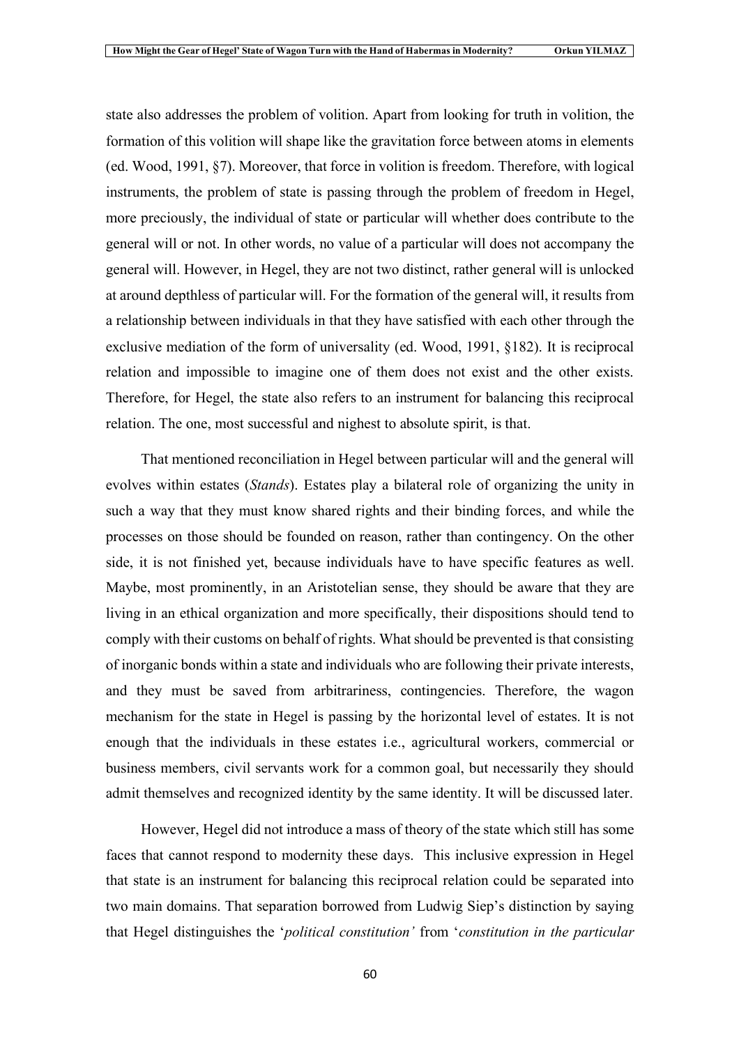state also addresses the problem of volition. Apart from looking for truth in volition, the formation of this volition will shape like the gravitation force between atoms in elements (ed. Wood, 1991, §7). Moreover, that force in volition is freedom. Therefore, with logical instruments, the problem of state is passing through the problem of freedom in Hegel, more preciously, the individual of state or particular will whether does contribute to the general will or not. In other words, no value of a particular will does not accompany the general will. However, in Hegel, they are not two distinct, rather general will is unlocked at around depthless of particular will. For the formation of the general will, it results from a relationship between individuals in that they have satisfied with each other through the exclusive mediation of the form of universality (ed. Wood, 1991, §182). It is reciprocal relation and impossible to imagine one of them does not exist and the other exists. Therefore, for Hegel, the state also refers to an instrument for balancing this reciprocal relation. The one, most successful and nighest to absolute spirit, is that.

That mentioned reconciliation in Hegel between particular will and the general will evolves within estates (*Stands*). Estates play a bilateral role of organizing the unity in such a way that they must know shared rights and their binding forces, and while the processes on those should be founded on reason, rather than contingency. On the other side, it is not finished yet, because individuals have to have specific features as well. Maybe, most prominently, in an Aristotelian sense, they should be aware that they are living in an ethical organization and more specifically, their dispositions should tend to comply with their customs on behalf of rights. What should be prevented is that consisting of inorganic bonds within a state and individuals who are following their private interests, and they must be saved from arbitrariness, contingencies. Therefore, the wagon mechanism for the state in Hegel is passing by the horizontal level of estates. It is not enough that the individuals in these estates i.e., agricultural workers, commercial or business members, civil servants work for a common goal, but necessarily they should admit themselves and recognized identity by the same identity. It will be discussed later.

However, Hegel did not introduce a mass of theory of the state which still has some faces that cannot respond to modernity these days. This inclusive expression in Hegel that state is an instrument for balancing this reciprocal relation could be separated into two main domains. That separation borrowed from Ludwig Siep's distinction by saying that Hegel distinguishes the '*political constitution'* from '*constitution in the particular*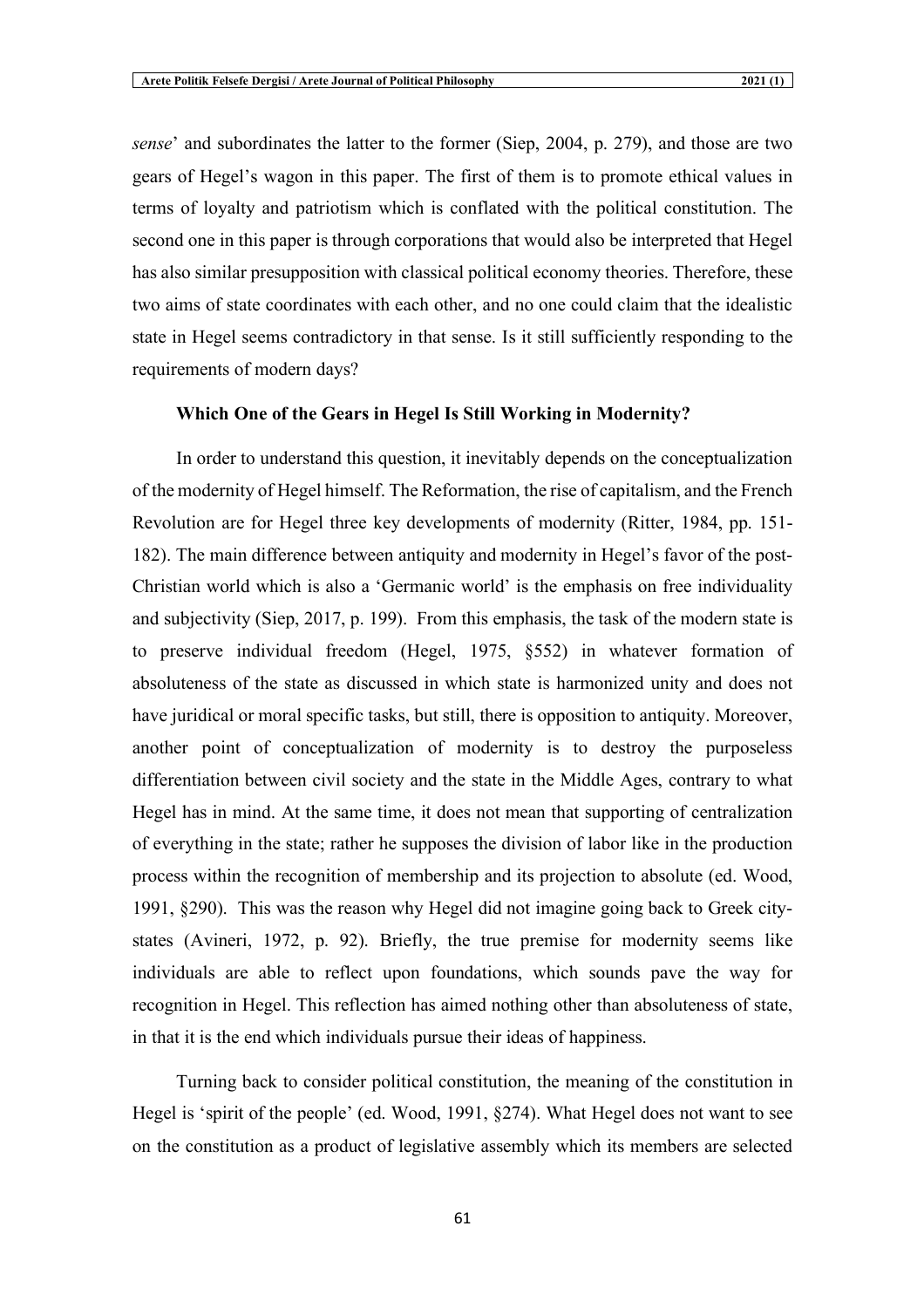*sense*' and subordinates the latter to the former (Siep, 2004, p. 279), and those are two gears of Hegel's wagon in this paper. The first of them is to promote ethical values in terms of loyalty and patriotism which is conflated with the political constitution. The second one in this paper is through corporations that would also be interpreted that Hegel has also similar presupposition with classical political economy theories. Therefore, these two aims of state coordinates with each other, and no one could claim that the idealistic state in Hegel seems contradictory in that sense. Is it still sufficiently responding to the requirements of modern days?

**Which One of the Gears in Hegel Is Still Working in Modernity?**

In order to understand this question, it inevitably depends on the conceptualization of the modernity of Hegel himself. The Reformation, the rise of capitalism, and the French Revolution are for Hegel three key developments of modernity (Ritter, 1984, pp. 151-182). The main difference between antiquity and modernity in Hegel's favor of the post-Christian world which is also a 'Germanic world' is the emphasis on free individuality and subjectivity (Siep, 2017, p. 199). From this emphasis, the task of the modern state is to preserve individual freedom (Hegel, 1975, §552) in whatever formation of absoluteness of the state as discussed in which state is harmonized unity and does not have juridical or moral specific tasks, but still, there is opposition to antiquity. Moreover, another point of conceptualization of modernity is to destroy the purposeless differentiation between civil society and the state in the Middle Ages, contrary to what Hegel has in mind. At the same time, it does not mean that supporting of centralization of everything in the state; rather he supposes the division of labor like in the production process within the recognition of membership and its projection to absolute (ed. Wood, 1991, §290). This was the reason why Hegel did not imagine going back to Greek city-states (Avineri, 1972, p. 92). Briefly, the true premise for modernity seems like individuals are able to reflect upon foundations, which sounds pave the way for recognition in Hegel. This reflection has aimed nothing other than absoluteness of state, in that it is the end which individuals pursue their ideas of happiness.

Turning back to consider political constitution, the meaning of the constitution in Hegel is 'spirit of the people' (ed. Wood, 1991, §274). What Hegel does not want to see on the constitution as a product of legislative assembly which its members are selected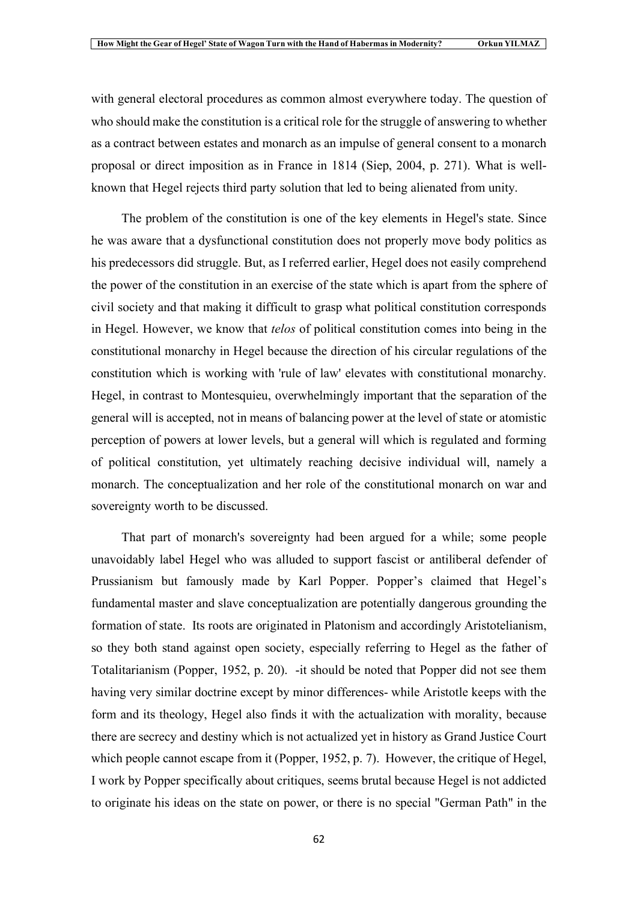with general electoral procedures as common almost everywhere today. The question of who should make the constitution is a critical role for the struggle of answering to whether as a contract between estates and monarch as an impulse of general consent to a monarch proposal or direct imposition as in France in 1814 (Siep, 2004, p. 271). What is well-known that Hegel rejects third party solution that led to being alienated from unity.

The problem of the constitution is one of the key elements in Hegel's state. Since he was aware that a dysfunctional constitution does not properly move body politics as his predecessors did struggle. But, as I referred earlier, Hegel does not easily comprehend the power of the constitution in an exercise of the state which is apart from the sphere of civil society and that making it difficult to grasp what political constitution corresponds in Hegel. However, we know that *telos* of political constitution comes into being in the constitutional monarchy in Hegel because the direction of his circular regulations of the constitution which is working with 'rule of law' elevates with constitutional monarchy. Hegel, in contrast to Montesquieu, overwhelmingly important that the separation of the general will is accepted, not in means of balancing power at the level of state or atomistic perception of powers at lower levels, but a general will which is regulated and forming of political constitution, yet ultimately reaching decisive individual will, namely a monarch. The conceptualization and her role of the constitutional monarch on war and sovereignty worth to be discussed.

That part of monarch's sovereignty had been argued for a while; some people unavoidably label Hegel who was alluded to support fascist or antiliberal defender of Prussianism but famously made by Karl Popper. Popper's claimed that Hegel's fundamental master and slave conceptualization are potentially dangerous grounding the formation of state. Its roots are originated in Platonism and accordingly Aristotelianism, so they both stand against open society, especially referring to Hegel as the father of Totalitarianism (Popper, 1952, p. 20). -it should be noted that Popper did not see them having very similar doctrine except by minor differences- while Aristotle keeps with the form and its theology, Hegel also finds it with the actualization with morality, because there are secrecy and destiny which is not actualized yet in history as Grand Justice Court which people cannot escape from it (Popper, 1952, p. 7). However, the critique of Hegel, I work by Popper specifically about critiques, seems brutal because Hegel is not addicted to originate his ideas on the state on power, or there is no special "German Path" in the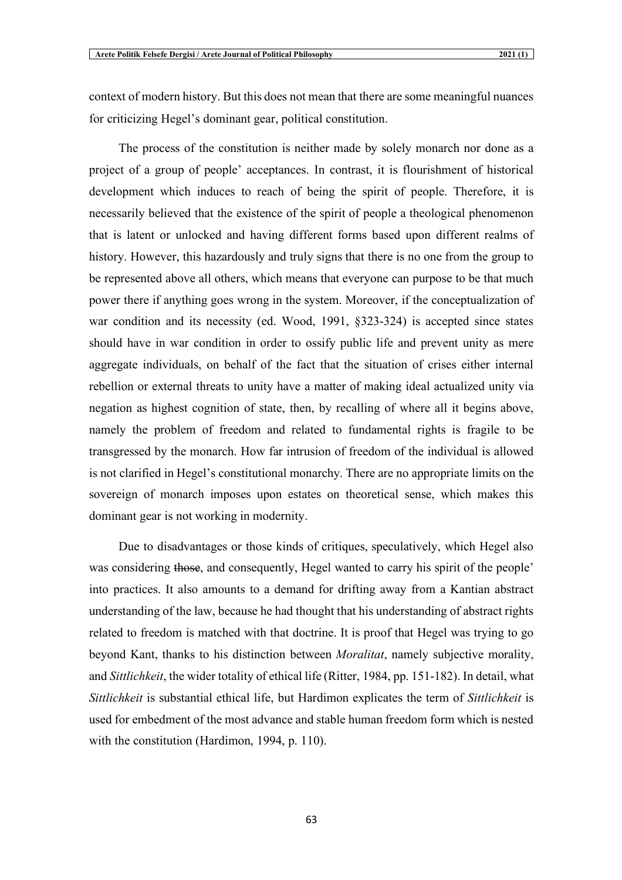context of modern history. But this does not mean that there are some meaningful nuances for criticizing Hegel's dominant gear, political constitution.

The process of the constitution is neither made by solely monarch nor done as a project of a group of people' acceptances. In contrast, it is flourishment of historical development which induces to reach of being the spirit of people. Therefore, it is necessarily believed that the existence of the spirit of people a theological phenomenon that is latent or unlocked and having different forms based upon different realms of history. However, this hazardously and truly signs that there is no one from the group to be represented above all others, which means that everyone can purpose to be that much power there if anything goes wrong in the system. Moreover, if the conceptualization of war condition and its necessity (ed. Wood, 1991, §323-324) is accepted since states should have in war condition in order to ossify public life and prevent unity as mere aggregate individuals, on behalf of the fact that the situation of crises either internal rebellion or external threats to unity have a matter of making ideal actualized unity via negation as highest cognition of state, then, by recalling of where all it begins above, namely the problem of freedom and related to fundamental rights is fragile to be transgressed by the monarch. How far intrusion of freedom of the individual is allowed is not clarified in Hegel's constitutional monarchy. There are no appropriate limits on the sovereign of monarch imposes upon estates on theoretical sense, which makes this dominant gear is not working in modernity.

Due to disadvantages or those kinds of critiques, speculatively, which Hegel also was considering ~~those~~, and consequently, Hegel wanted to carry his spirit of the people' into practices. It also amounts to a demand for drifting away from a Kantian abstract understanding of the law, because he had thought that his understanding of abstract rights related to freedom is matched with that doctrine. It is proof that Hegel was trying to go beyond Kant, thanks to his distinction between *Moralitat*, namely subjective morality, and *Sittlichkeit*, the wider totality of ethical life (Ritter, 1984, pp. 151-182). In detail, what *Sittlichkeit* is substantial ethical life, but Hardimon explicates the term of *Sittlichkeit* is used for embedment of the most advance and stable human freedom form which is nested with the constitution (Hardimon, 1994, p. 110).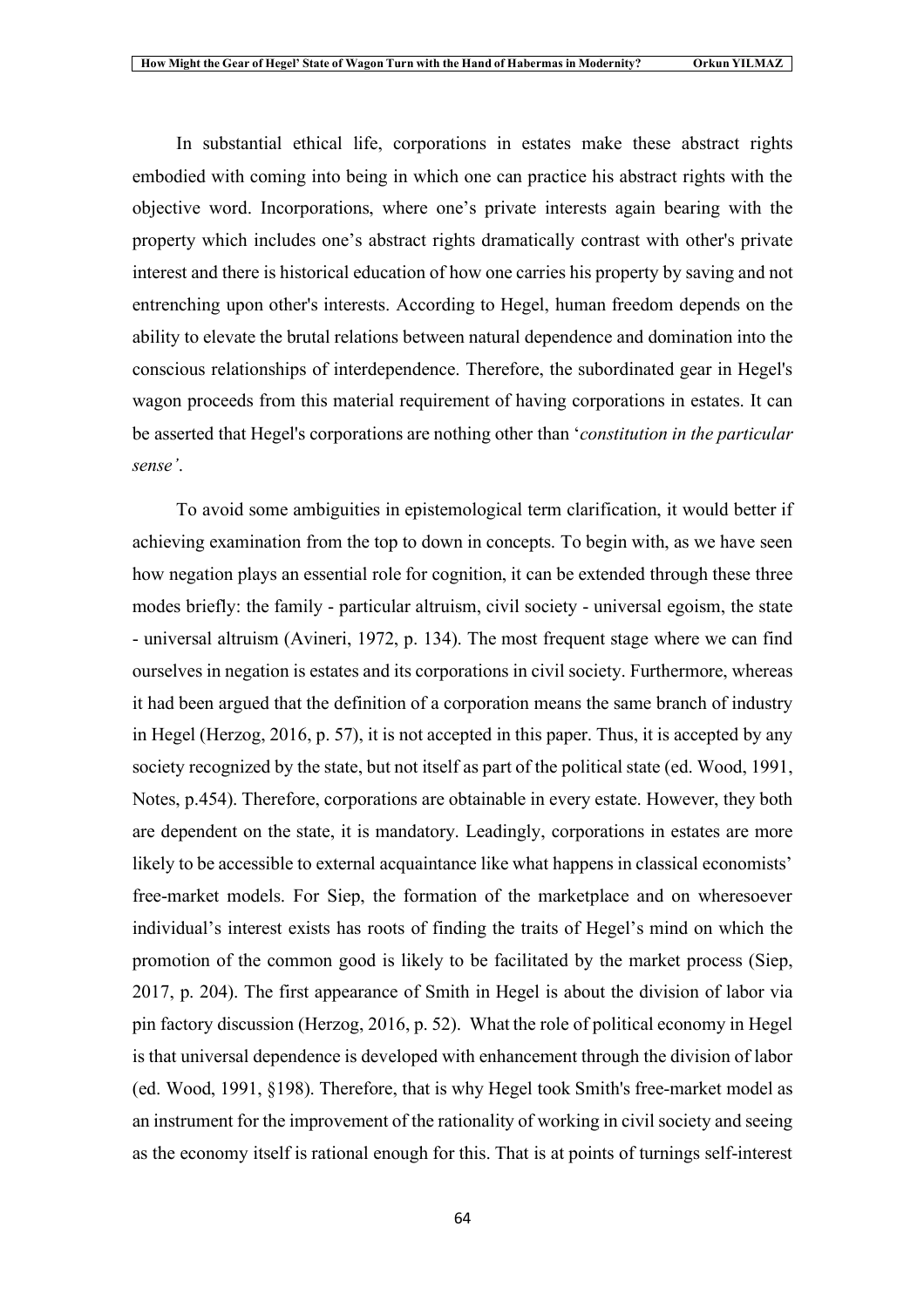In substantial ethical life, corporations in estates make these abstract rights embodied with coming into being in which one can practice his abstract rights with the objective word. Incorporations, where one's private interests again bearing with the property which includes one's abstract rights dramatically contrast with other's private interest and there is historical education of how one carries his property by saving and not entrenching upon other's interests. According to Hegel, human freedom depends on the ability to elevate the brutal relations between natural dependence and domination into the conscious relationships of interdependence. Therefore, the subordinated gear in Hegel's wagon proceeds from this material requirement of having corporations in estates. It can be asserted that Hegel's corporations are nothing other than '*constitution in the particular sense'*.

To avoid some ambiguities in epistemological term clarification, it would better if achieving examination from the top to down in concepts. To begin with, as we have seen how negation plays an essential role for cognition, it can be extended through these three modes briefly: the family - particular altruism, civil society - universal egoism, the state - universal altruism (Avineri, 1972, p. 134). The most frequent stage where we can find ourselves in negation is estates and its corporations in civil society. Furthermore, whereas it had been argued that the definition of a corporation means the same branch of industry in Hegel (Herzog, 2016, p. 57), it is not accepted in this paper. Thus, it is accepted by any society recognized by the state, but not itself as part of the political state (ed. Wood, 1991, Notes, p.454). Therefore, corporations are obtainable in every estate. However, they both are dependent on the state, it is mandatory. Leadingly, corporations in estates are more likely to be accessible to external acquaintance like what happens in classical economists' free-market models. For Siep, the formation of the marketplace and on wheresoever individual's interest exists has roots of finding the traits of Hegel's mind on which the promotion of the common good is likely to be facilitated by the market process (Siep, 2017, p. 204). The first appearance of Smith in Hegel is about the division of labor via pin factory discussion (Herzog, 2016, p. 52). What the role of political economy in Hegel is that universal dependence is developed with enhancement through the division of labor (ed. Wood, 1991, §198). Therefore, that is why Hegel took Smith's free-market model as an instrument for the improvement of the rationality of working in civil society and seeing as the economy itself is rational enough for this. That is at points of turnings self-interest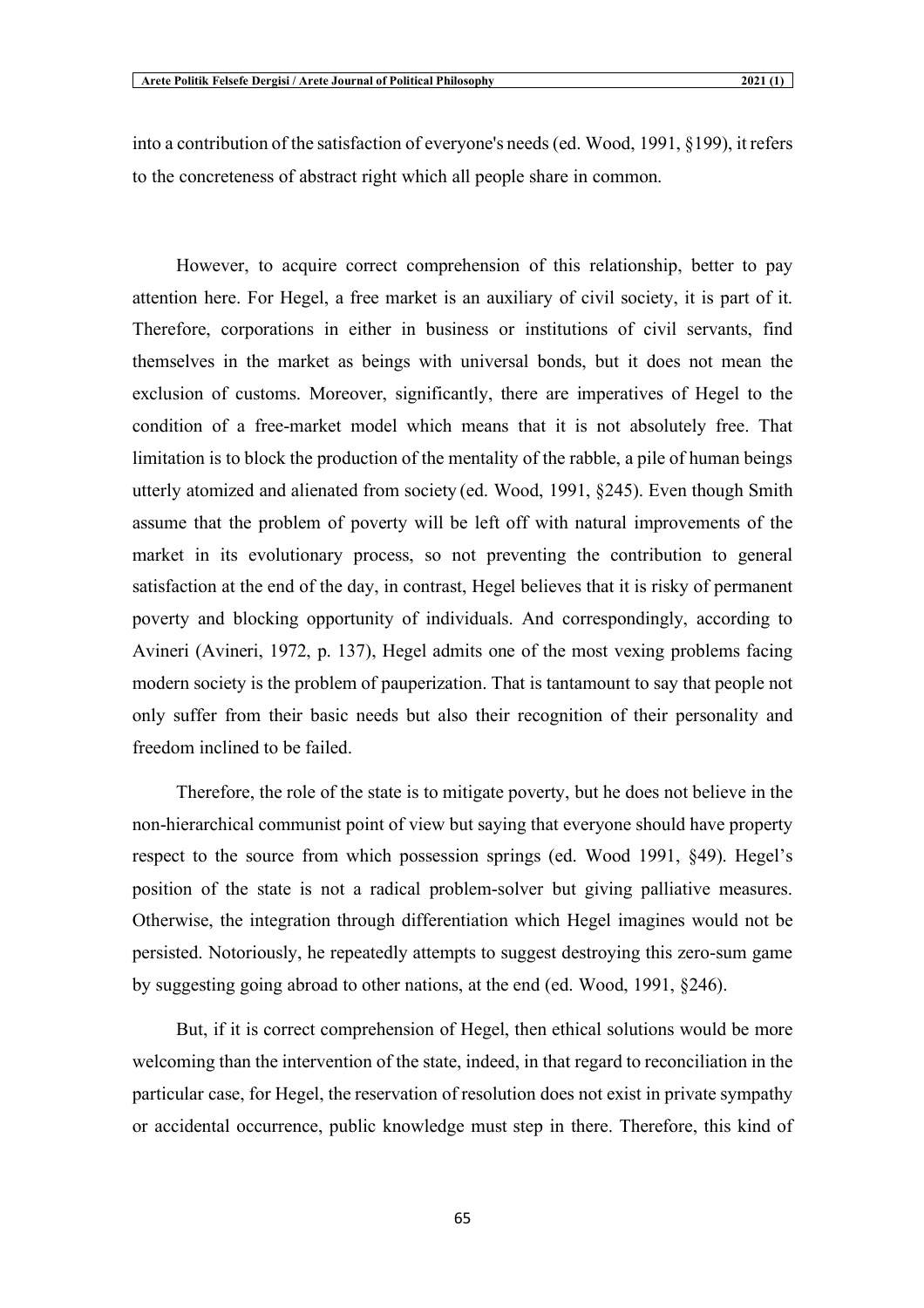into a contribution of the satisfaction of everyone's needs (ed. Wood, 1991, §199), it refers to the concreteness of abstract right which all people share in common.

However, to acquire correct comprehension of this relationship, better to pay attention here. For Hegel, a free market is an auxiliary of civil society, it is part of it. Therefore, corporations in either in business or institutions of civil servants, find themselves in the market as beings with universal bonds, but it does not mean the exclusion of customs. Moreover, significantly, there are imperatives of Hegel to the condition of a free-market model which means that it is not absolutely free. That limitation is to block the production of the mentality of the rabble, a pile of human beings utterly atomized and alienated from society (ed. Wood, 1991, §245). Even though Smith assume that the problem of poverty will be left off with natural improvements of the market in its evolutionary process, so not preventing the contribution to general satisfaction at the end of the day, in contrast, Hegel believes that it is risky of permanent poverty and blocking opportunity of individuals. And correspondingly, according to Avineri (Avineri, 1972, p. 137), Hegel admits one of the most vexing problems facing modern society is the problem of pauperization. That is tantamount to say that people not only suffer from their basic needs but also their recognition of their personality and freedom inclined to be failed.

Therefore, the role of the state is to mitigate poverty, but he does not believe in the non-hierarchical communist point of view but saying that everyone should have property respect to the source from which possession springs (ed. Wood 1991, §49). Hegel's position of the state is not a radical problem-solver but giving palliative measures. Otherwise, the integration through differentiation which Hegel imagines would not be persisted. Notoriously, he repeatedly attempts to suggest destroying this zero-sum game by suggesting going abroad to other nations, at the end (ed. Wood, 1991, §246).

But, if it is correct comprehension of Hegel, then ethical solutions would be more welcoming than the intervention of the state, indeed, in that regard to reconciliation in the particular case, for Hegel, the reservation of resolution does not exist in private sympathy or accidental occurrence, public knowledge must step in there. Therefore, this kind of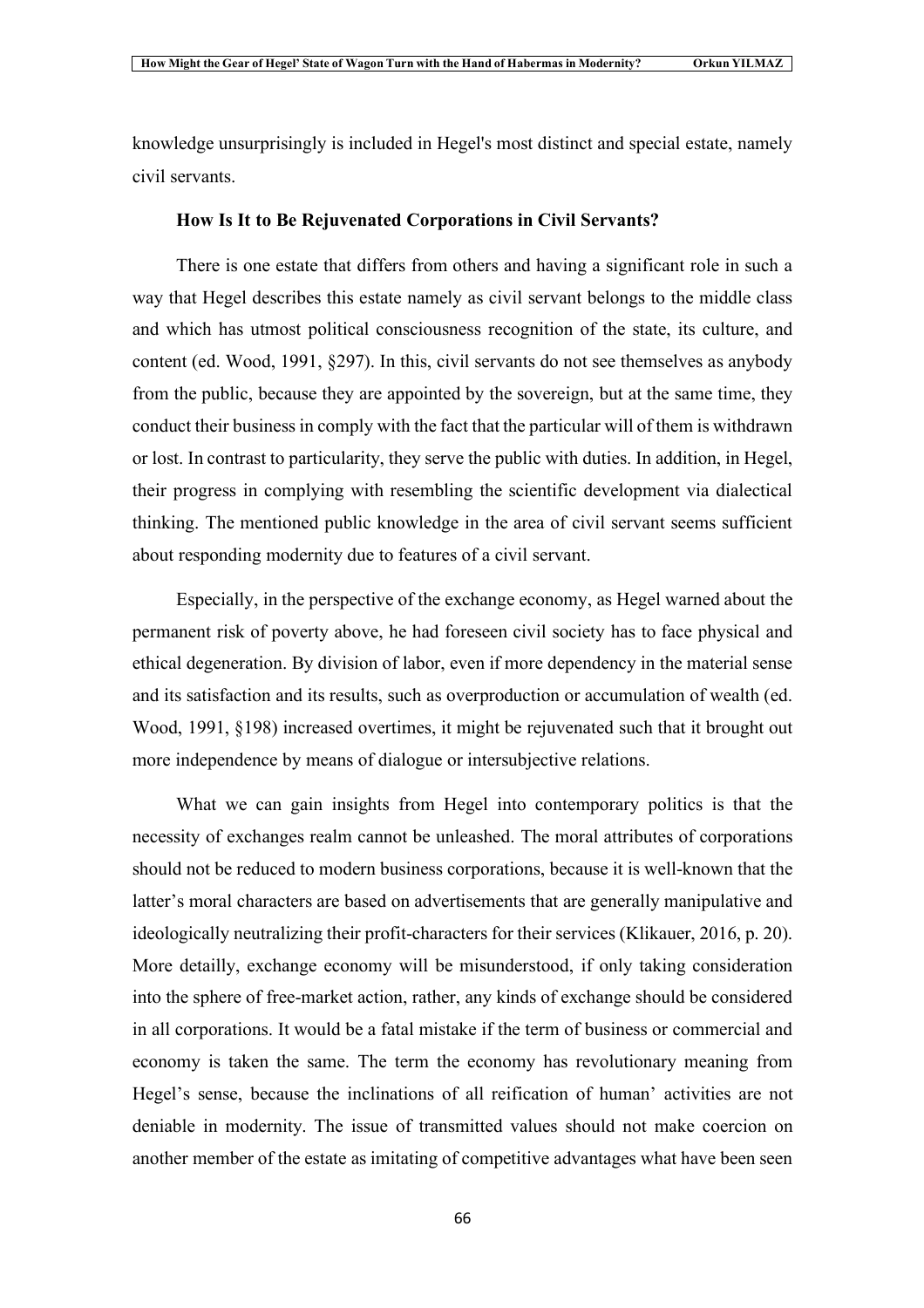knowledge unsurprisingly is included in Hegel's most distinct and special estate, namely civil servants.

### How Is It to Be Rejuvenated Corporations in Civil Servants?

There is one estate that differs from others and having a significant role in such a way that Hegel describes this estate namely as civil servant belongs to the middle class and which has utmost political consciousness recognition of the state, its culture, and content (ed. Wood, 1991, §297). In this, civil servants do not see themselves as anybody from the public, because they are appointed by the sovereign, but at the same time, they conduct their business in comply with the fact that the particular will of them is withdrawn or lost. In contrast to particularity, they serve the public with duties. In addition, in Hegel, their progress in complying with resembling the scientific development via dialectical thinking. The mentioned public knowledge in the area of civil servant seems sufficient about responding modernity due to features of a civil servant.

Especially, in the perspective of the exchange economy, as Hegel warned about the permanent risk of poverty above, he had foreseen civil society has to face physical and ethical degeneration. By division of labor, even if more dependency in the material sense and its satisfaction and its results, such as overproduction or accumulation of wealth (ed. Wood, 1991, §198) increased overtimes, it might be rejuvenated such that it brought out more independence by means of dialogue or intersubjective relations.

What we can gain insights from Hegel into contemporary politics is that the necessity of exchanges realm cannot be unleashed. The moral attributes of corporations should not be reduced to modern business corporations, because it is well-known that the latter's moral characters are based on advertisements that are generally manipulative and ideologically neutralizing their profit-characters for their services (Klikauer, 2016, p. 20). More detailly, exchange economy will be misunderstood, if only taking consideration into the sphere of free-market action, rather, any kinds of exchange should be considered in all corporations. It would be a fatal mistake if the term of business or commercial and economy is taken the same. The term the economy has revolutionary meaning from Hegel's sense, because the inclinations of all reification of human' activities are not deniable in modernity. The issue of transmitted values should not make coercion on another member of the estate as imitating of competitive advantages what have been seen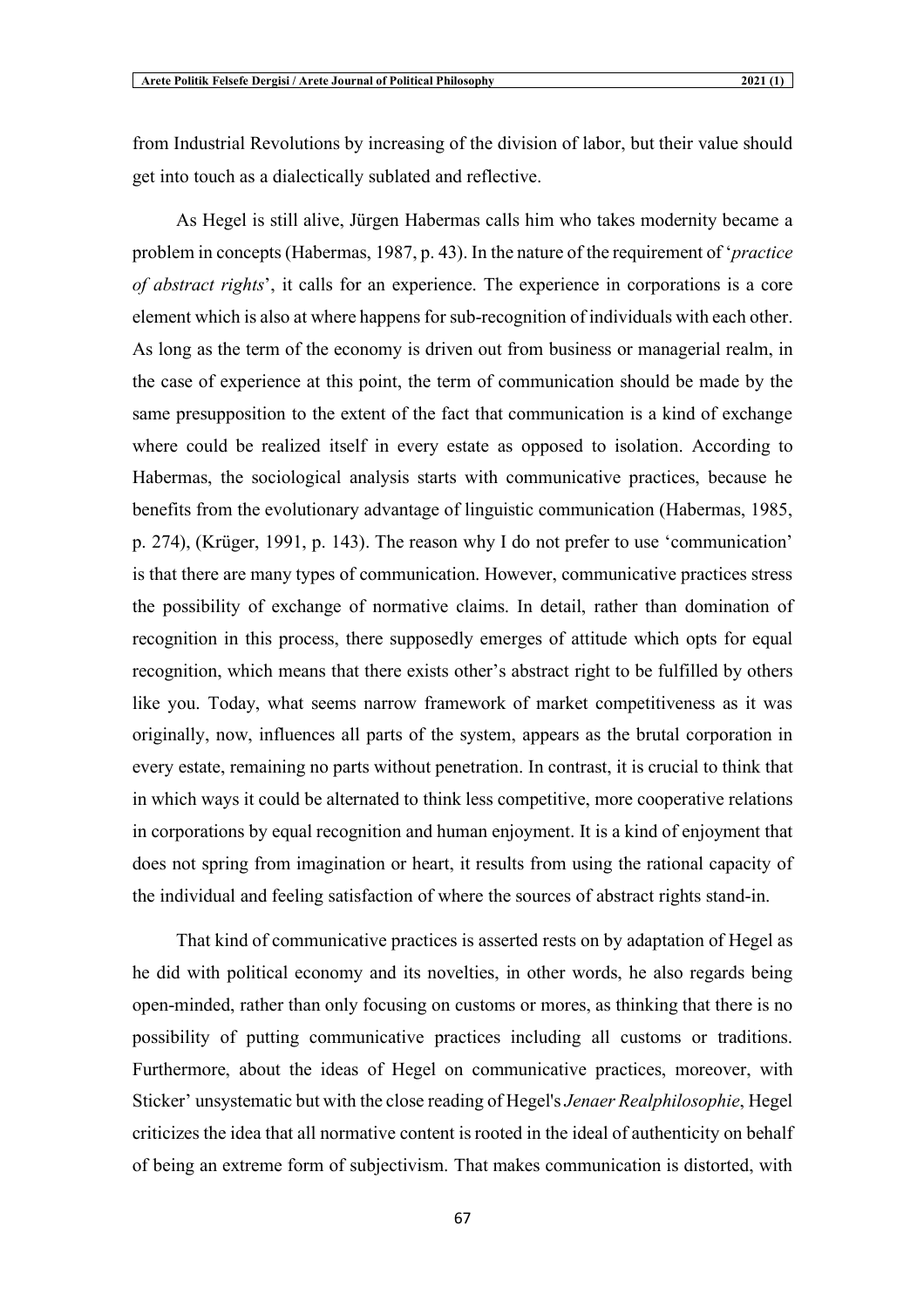from Industrial Revolutions by increasing of the division of labor, but their value should get into touch as a dialectically sublated and reflective.

As Hegel is still alive, Jürgen Habermas calls him who takes modernity became a problem in concepts (Habermas, 1987, p. 43). In the nature of the requirement of '*practice of abstract rights*', it calls for an experience. The experience in corporations is a core element which is also at where happens for sub-recognition of individuals with each other. As long as the term of the economy is driven out from business or managerial realm, in the case of experience at this point, the term of communication should be made by the same presupposition to the extent of the fact that communication is a kind of exchange where could be realized itself in every estate as opposed to isolation. According to Habermas, the sociological analysis starts with communicative practices, because he benefits from the evolutionary advantage of linguistic communication (Habermas, 1985, p. 274), (Krüger, 1991, p. 143). The reason why I do not prefer to use 'communication' is that there are many types of communication. However, communicative practices stress the possibility of exchange of normative claims. In detail, rather than domination of recognition in this process, there supposedly emerges of attitude which opts for equal recognition, which means that there exists other's abstract right to be fulfilled by others like you. Today, what seems narrow framework of market competitiveness as it was originally, now, influences all parts of the system, appears as the brutal corporation in every estate, remaining no parts without penetration. In contrast, it is crucial to think that in which ways it could be alternated to think less competitive, more cooperative relations in corporations by equal recognition and human enjoyment. It is a kind of enjoyment that does not spring from imagination or heart, it results from using the rational capacity of the individual and feeling satisfaction of where the sources of abstract rights stand-in.

That kind of communicative practices is asserted rests on by adaptation of Hegel as he did with political economy and its novelties, in other words, he also regards being open-minded, rather than only focusing on customs or mores, as thinking that there is no possibility of putting communicative practices including all customs or traditions. Furthermore, about the ideas of Hegel on communicative practices, moreover, with Sticker' unsystematic but with the close reading of Hegel's *Jenaer Realphilosophie*, Hegel criticizes the idea that all normative content is rooted in the ideal of authenticity on behalf of being an extreme form of subjectivism. That makes communication is distorted, with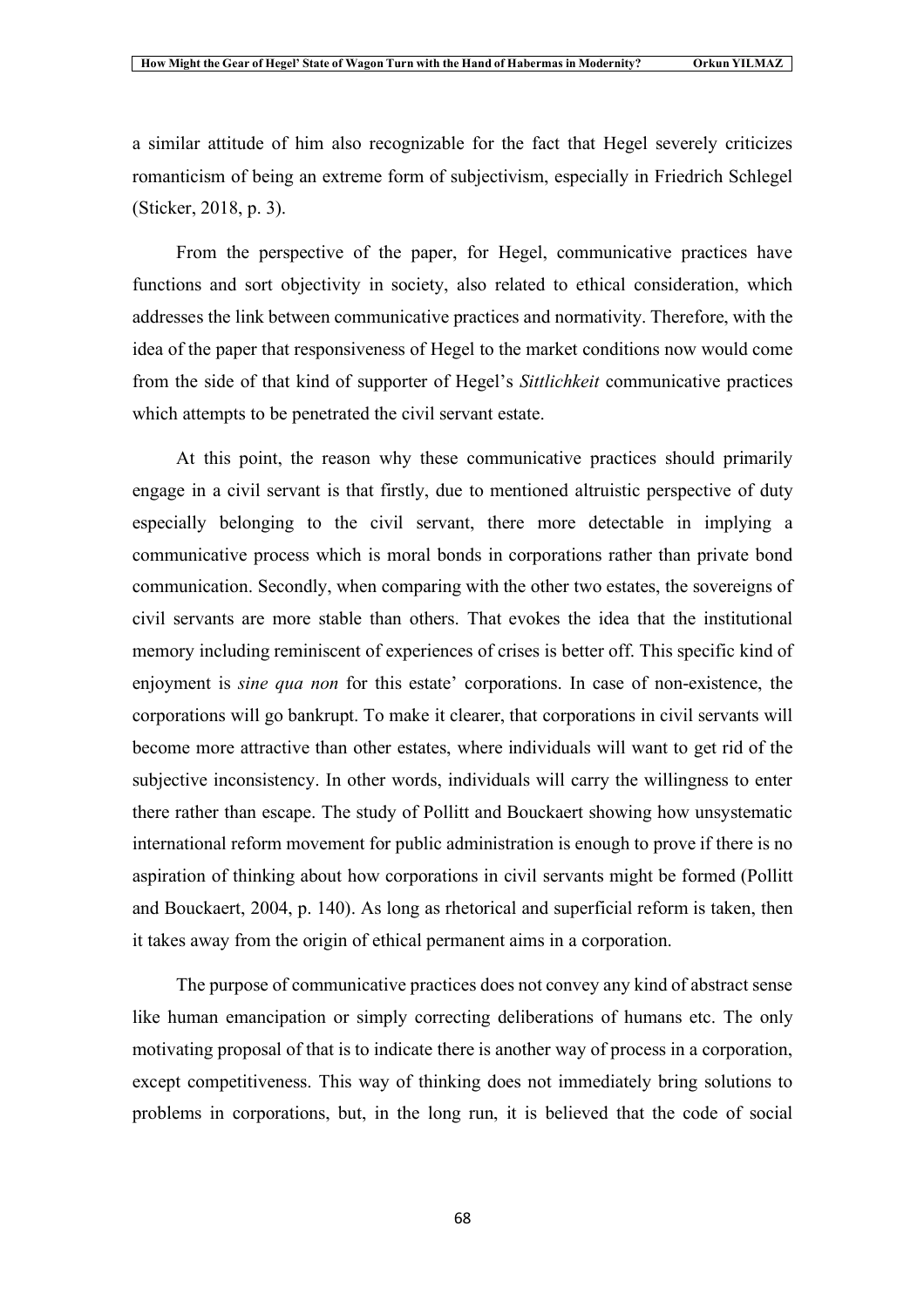a similar attitude of him also recognizable for the fact that Hegel severely criticizes romanticism of being an extreme form of subjectivism, especially in Friedrich Schlegel (Sticker, 2018, p. 3).

From the perspective of the paper, for Hegel, communicative practices have functions and sort objectivity in society, also related to ethical consideration, which addresses the link between communicative practices and normativity. Therefore, with the idea of the paper that responsiveness of Hegel to the market conditions now would come from the side of that kind of supporter of Hegel's *Sittlichkeit* communicative practices which attempts to be penetrated the civil servant estate.

At this point, the reason why these communicative practices should primarily engage in a civil servant is that firstly, due to mentioned altruistic perspective of duty especially belonging to the civil servant, there more detectable in implying a communicative process which is moral bonds in corporations rather than private bond communication. Secondly, when comparing with the other two estates, the sovereigns of civil servants are more stable than others. That evokes the idea that the institutional memory including reminiscent of experiences of crises is better off. This specific kind of enjoyment is *sine qua non* for this estate' corporations. In case of non-existence, the corporations will go bankrupt. To make it clearer, that corporations in civil servants will become more attractive than other estates, where individuals will want to get rid of the subjective inconsistency. In other words, individuals will carry the willingness to enter there rather than escape. The study of Pollitt and Bouckaert showing how unsystematic international reform movement for public administration is enough to prove if there is no aspiration of thinking about how corporations in civil servants might be formed (Pollitt and Bouckaert, 2004, p. 140). As long as rhetorical and superficial reform is taken, then it takes away from the origin of ethical permanent aims in a corporation.

The purpose of communicative practices does not convey any kind of abstract sense like human emancipation or simply correcting deliberations of humans etc. The only motivating proposal of that is to indicate there is another way of process in a corporation, except competitiveness. This way of thinking does not immediately bring solutions to problems in corporations, but, in the long run, it is believed that the code of social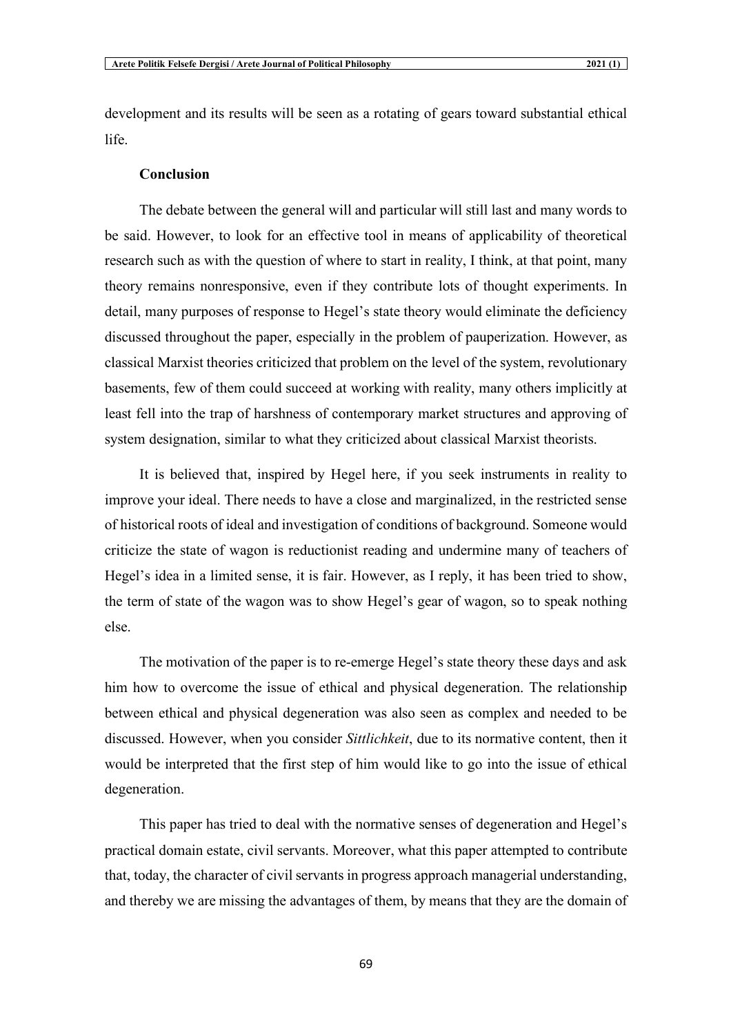development and its results will be seen as a rotating of gears toward substantial ethical life.

## Conclusion

The debate between the general will and particular will still last and many words to be said. However, to look for an effective tool in means of applicability of theoretical research such as with the question of where to start in reality, I think, at that point, many theory remains nonresponsive, even if they contribute lots of thought experiments. In detail, many purposes of response to Hegel's state theory would eliminate the deficiency discussed throughout the paper, especially in the problem of pauperization. However, as classical Marxist theories criticized that problem on the level of the system, revolutionary basements, few of them could succeed at working with reality, many others implicitly at least fell into the trap of harshness of contemporary market structures and approving of system designation, similar to what they criticized about classical Marxist theorists.

It is believed that, inspired by Hegel here, if you seek instruments in reality to improve your ideal. There needs to have a close and marginalized, in the restricted sense of historical roots of ideal and investigation of conditions of background. Someone would criticize the state of wagon is reductionist reading and undermine many of teachers of Hegel's idea in a limited sense, it is fair. However, as I reply, it has been tried to show, the term of state of the wagon was to show Hegel's gear of wagon, so to speak nothing else.

The motivation of the paper is to re-emerge Hegel's state theory these days and ask him how to overcome the issue of ethical and physical degeneration. The relationship between ethical and physical degeneration was also seen as complex and needed to be discussed. However, when you consider *Sittlichkeit*, due to its normative content, then it would be interpreted that the first step of him would like to go into the issue of ethical degeneration.

This paper has tried to deal with the normative senses of degeneration and Hegel's practical domain estate, civil servants. Moreover, what this paper attempted to contribute that, today, the character of civil servants in progress approach managerial understanding, and thereby we are missing the advantages of them, by means that they are the domain of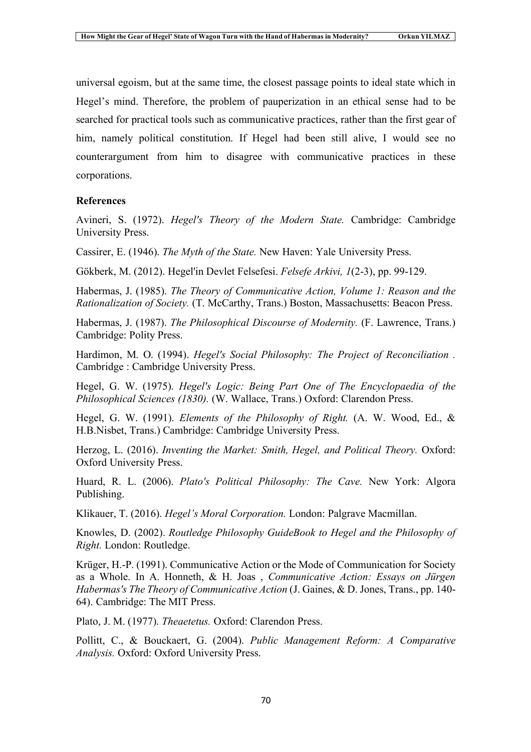universal egoism, but at the same time, the closest passage points to ideal state which in Hegel's mind. Therefore, the problem of pauperization in an ethical sense had to be searched for practical tools such as communicative practices, rather than the first gear of him, namely political constitution. If Hegel had been still alive, I would see no counterargument from him to disagree with communicative practices in these corporations.

**References**

Avineri, S. (1972). *Hegel's Theory of the Modern State.* Cambridge: Cambridge University Press.

Cassirer, E. (1946). *The Myth of the State.* New Haven: Yale University Press.

Gökberk, M. (2012). Hegel'in Devlet Felsefesi. *Felsefe Arkivi, 1*(2-3), pp. 99-129.

Habermas, J. (1985). *The Theory of Communicative Action, Volume 1: Reason and the Rationalization of Society.* (T. McCarthy, Trans.) Boston, Massachusetts: Beacon Press.

Habermas, J. (1987). *The Philosophical Discourse of Modernity.* (F. Lawrence, Trans.) Cambridge: Polity Press.

Hardimon, M. O. (1994). *Hegel's Social Philosophy: The Project of Reconciliation .* Cambridge : Cambridge University Press.

Hegel, G. W. (1975). *Hegel's Logic: Being Part One of The Encyclopaedia of the Philosophical Sciences (1830).* (W. Wallace, Trans.) Oxford: Clarendon Press.

Hegel, G. W. (1991). *Elements of the Philosophy of Right.* (A. W. Wood, Ed., & H.B.Nisbet, Trans.) Cambridge: Cambridge University Press.

Herzog, L. (2016). *Inventing the Market: Smith, Hegel, and Political Theory.* Oxford: Oxford University Press.

Huard, R. L. (2006). *Plato's Political Philosophy: The Cave.* New York: Algora Publishing.

Klikauer, T. (2016). *Hegel's Moral Corporation.* London: Palgrave Macmillan.

Knowles, D. (2002). *Routledge Philosophy GuideBook to Hegel and the Philosophy of Right.* London: Routledge.

Krüger, H.-P. (1991). Communicative Action or the Mode of Communication for Society as a Whole. In A. Honneth, & H. Joas , *Communicative Action: Essays on Jürgen Habermas's The Theory of Communicative Action* (J. Gaines, & D. Jones, Trans., pp. 140-64). Cambridge: The MIT Press.

Plato, J. M. (1977). *Theaetetus.* Oxford: Clarendon Press.

Pollitt, C., & Bouckaert, G. (2004). *Public Management Reform: A Comparative Analysis.* Oxford: Oxford University Press.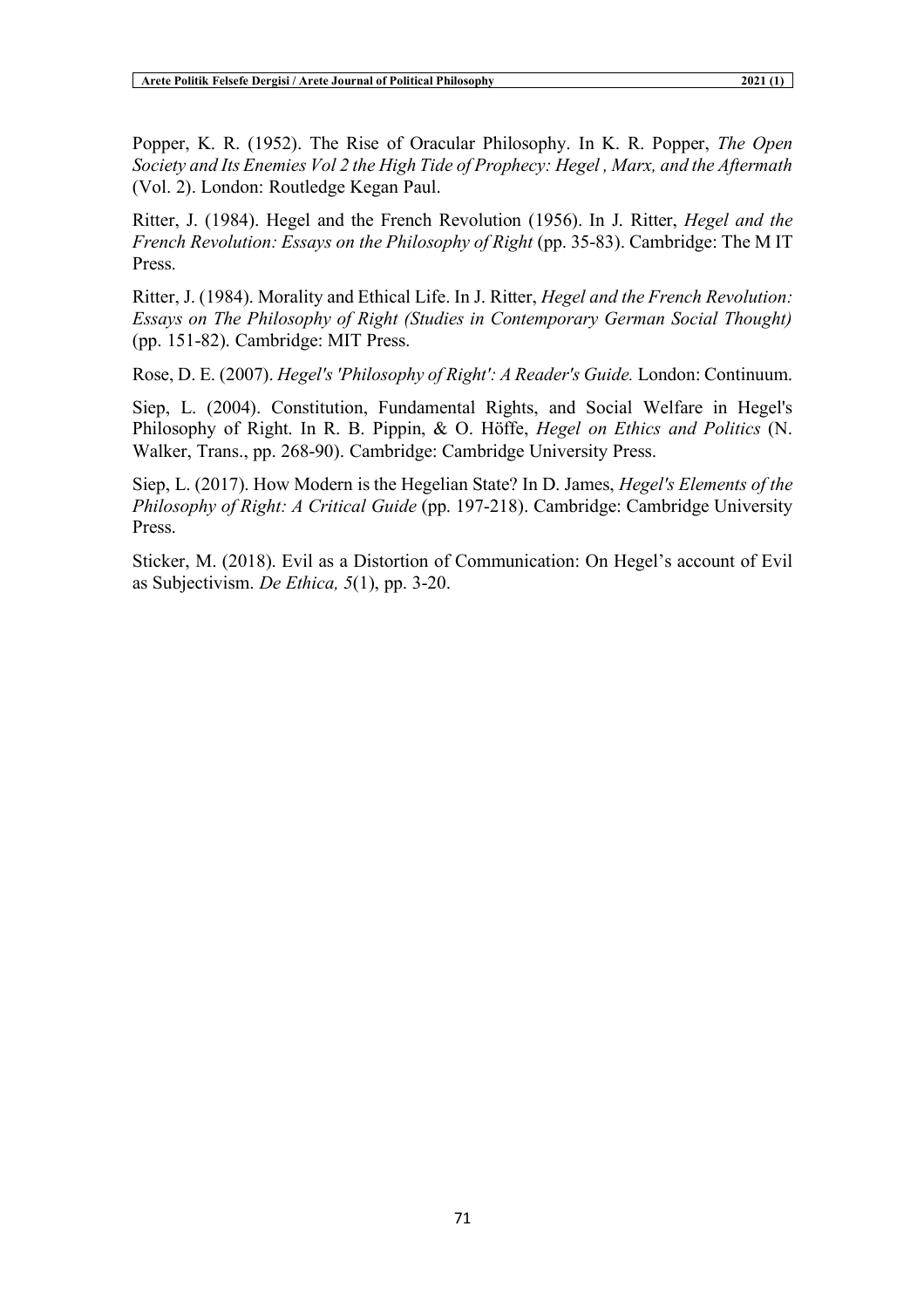Popper, K. R. (1952). The Rise of Oracular Philosophy. In K. R. Popper, *The Open Society and Its Enemies Vol 2 the High Tide of Prophecy: Hegel , Marx, and the Aftermath* (Vol. 2). London: Routledge Kegan Paul.

Ritter, J. (1984). Hegel and the French Revolution (1956). In J. Ritter, *Hegel and the French Revolution: Essays on the Philosophy of Right* (pp. 35-83). Cambridge: The M IT Press.

Ritter, J. (1984). Morality and Ethical Life. In J. Ritter, *Hegel and the French Revolution: Essays on The Philosophy of Right (Studies in Contemporary German Social Thought)* (pp. 151-82). Cambridge: MIT Press.

Rose, D. E. (2007). *Hegel's 'Philosophy of Right': A Reader's Guide.* London: Continuum.

Siep, L. (2004). Constitution, Fundamental Rights, and Social Welfare in Hegel's Philosophy of Right. In R. B. Pippin, & O. Höffe, *Hegel on Ethics and Politics* (N. Walker, Trans., pp. 268-90). Cambridge: Cambridge University Press.

Siep, L. (2017). How Modern is the Hegelian State? In D. James, *Hegel's Elements of the Philosophy of Right: A Critical Guide* (pp. 197-218). Cambridge: Cambridge University Press.

Sticker, M. (2018). Evil as a Distortion of Communication: On Hegel's account of Evil as Subjectivism. *De Ethica, 5*(1), pp. 3-20.